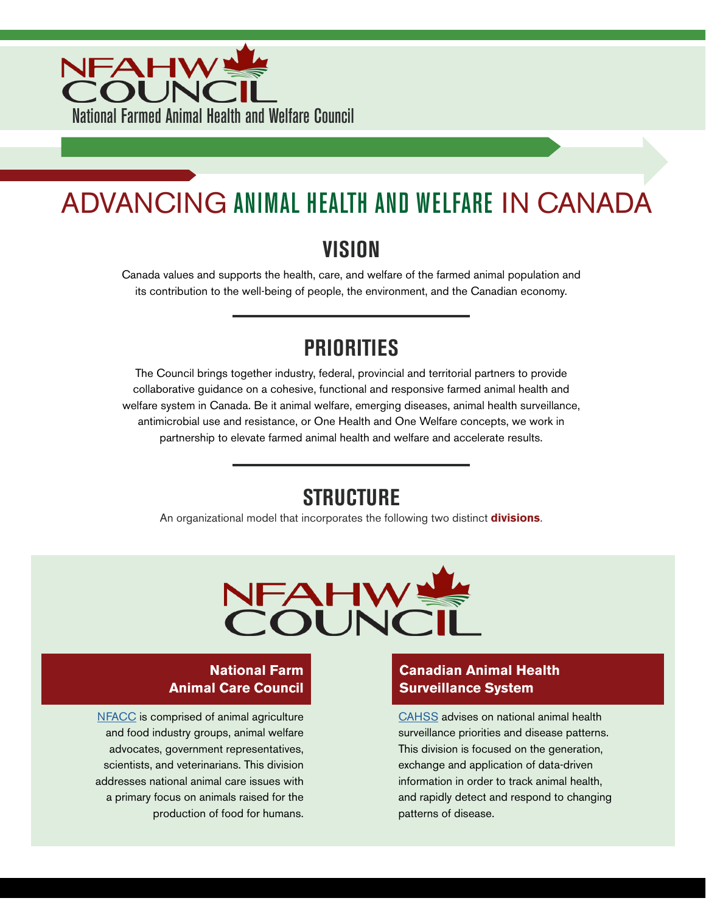# NFAHW COUNCIL

National Farmed Animal Health and Welfare Council

# ADVANCING ANIMAL HEALTH AND WELFARE IN CANADA

## VISION

Canada values and supports the health, care, and welfare of the farmed animal population and its contribution to the well-being of people, the environment, and the Canadian economy.

## PRIORITIES

The Council brings together industry, federal, provincial and territorial partners to provide collaborative guidance on a cohesive, functional and responsive farmed animal health and welfare system in Canada. Be it animal welfare, emerging diseases, animal health surveillance, antimicrobial use and resistance, or One Health and One Welfare concepts, we work in partnership to elevate farmed animal health and welfare and accelerate results.

## STRUCTURE

An organizational model that incorporates the following two distinct **divisions**.

NFAHW COUNCIL

### National Farm Animal Care Council

NFACC is comprised of animal agriculture and food industry groups, animal welfare advocates, government representatives, scientists, and veterinarians. This division addresses national animal care issues with a primary focus on animals raised for the production of food for humans.

### Canadian Animal Health Surveillance System

CAHSS advises on national animal health surveillance priorities and disease patterns. This division is focused on the generation, exchange and application of data-driven information in order to track animal health, and rapidly detect and respond to changing patterns of disease.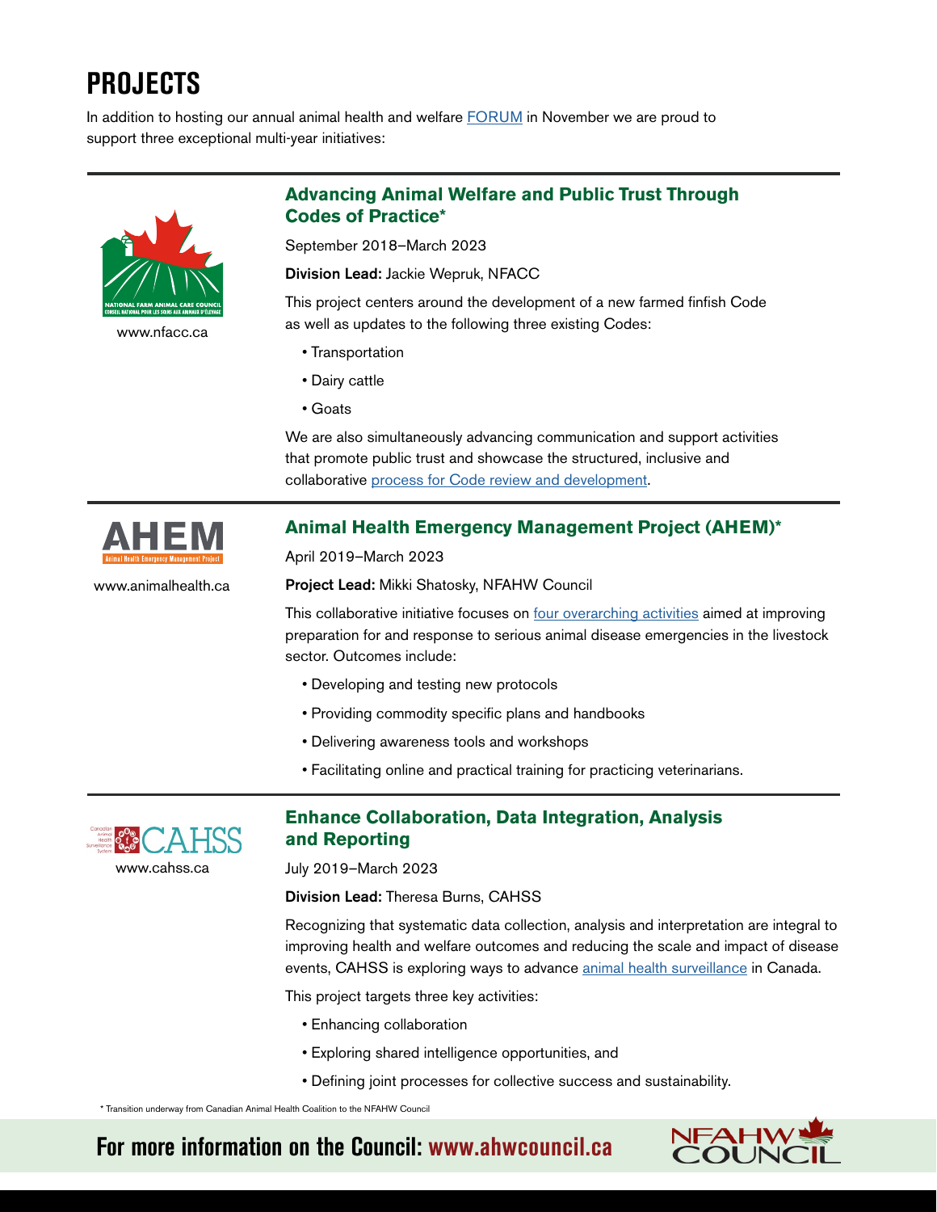# PROJECTS

In addition to hosting our annual animal health and welfare FORUM in November we are proud to support three exceptional multi-year initiatives:

www.nfacc.ca

## Advancing Animal Welfare and Public Trust Through Codes of Practice*

September 2018–March 2023

**Division Lead:** Jackie Wepruk, NFACC

This project centers around the development of a new farmed finfish Code as well as updates to the following three existing Codes:

- Transportation
- Dairy cattle
- Goats

We are also simultaneously advancing communication and support activities that promote public trust and showcase the structured, inclusive and collaborative process for Code review and development.

www.animalhealth.ca

## Animal Health Emergency Management Project (AHEM)*

April 2019–March 2023

**Project Lead:** Mikki Shatosky, NFAHW Council

This collaborative initiative focuses on four overarching activities aimed at improving preparation for and response to serious animal disease emergencies in the livestock sector. Outcomes include:

- Developing and testing new protocols
- Providing commodity specific plans and handbooks
- Delivering awareness tools and workshops
- Facilitating online and practical training for practicing veterinarians.

www.cahss.ca

## Enhance Collaboration, Data Integration, Analysis and Reporting

July 2019–March 2023

**Division Lead:** Theresa Burns, CAHSS

Recognizing that systematic data collection, analysis and interpretation are integral to improving health and welfare outcomes and reducing the scale and impact of disease events, CAHSS is exploring ways to advance animal health surveillance in Canada.

This project targets three key activities:

- Enhancing collaboration
- Exploring shared intelligence opportunities, and
- Defining joint processes for collective success and sustainability.

* Transition underway from Canadian Animal Health Coalition to the NFAHW Council

**For more information on the Council: www.ahwcouncil.ca**